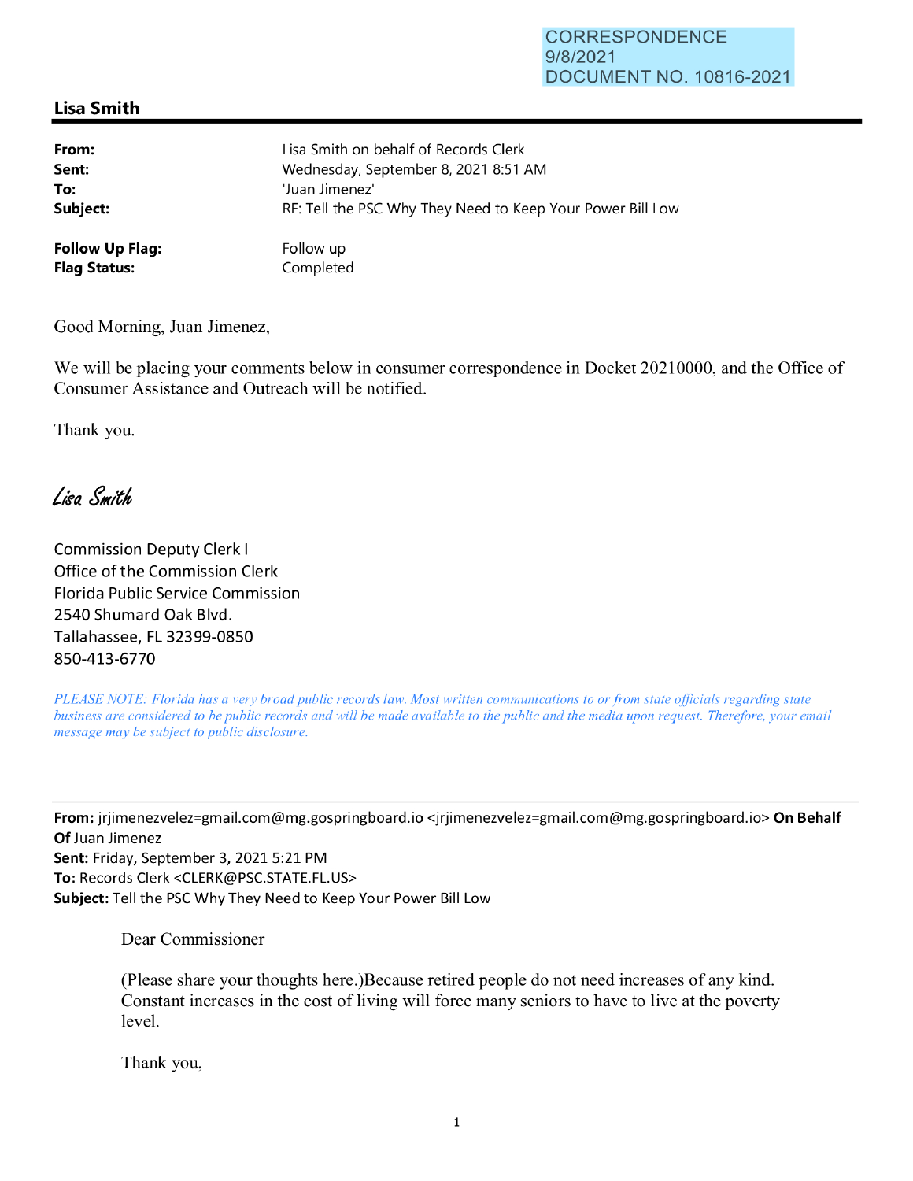CORRESPONDENCE
9/8/2021
DOCUMENT NO. 10816-2021

## Lisa Smith

| | |
|---|---|
| **From:** | Lisa Smith on behalf of Records Clerk |
| **Sent:** | Wednesday, September 8, 2021 8:51 AM |
| **To:** | 'Juan Jimenez' |
| **Subject:** | RE: Tell the PSC Why They Need to Keep Your Power Bill Low |
| **Follow Up Flag:** | Follow up |
| **Flag Status:** | Completed |

Good Morning, Juan Jimenez,

We will be placing your comments below in consumer correspondence in Docket 20210000, and the Office of Consumer Assistance and Outreach will be notified.

Thank you.

*Lisa Smith*

Commission Deputy Clerk I
Office of the Commission Clerk
Florida Public Service Commission
2540 Shumard Oak Blvd.
Tallahassee, FL 32399-0850
850-413-6770

*PLEASE NOTE: Florida has a very broad public records law. Most written communications to or from state officials regarding state business are considered to be public records and will be made available to the public and the media upon request. Therefore, your email message may be subject to public disclosure.*

---

**From:** jrjimenezvelez=gmail.com@mg.gospringboard.io <jrjimenezvelez=gmail.com@mg.gospringboard.io> **On Behalf Of** Juan Jimenez
**Sent:** Friday, September 3, 2021 5:21 PM
**To:** Records Clerk <CLERK@PSC.STATE.FL.US>
**Subject:** Tell the PSC Why They Need to Keep Your Power Bill Low

Dear Commissioner

(Please share your thoughts here.)Because retired people do not need increases of any kind. Constant increases in the cost of living will force many seniors to have to live at the poverty level.

Thank you,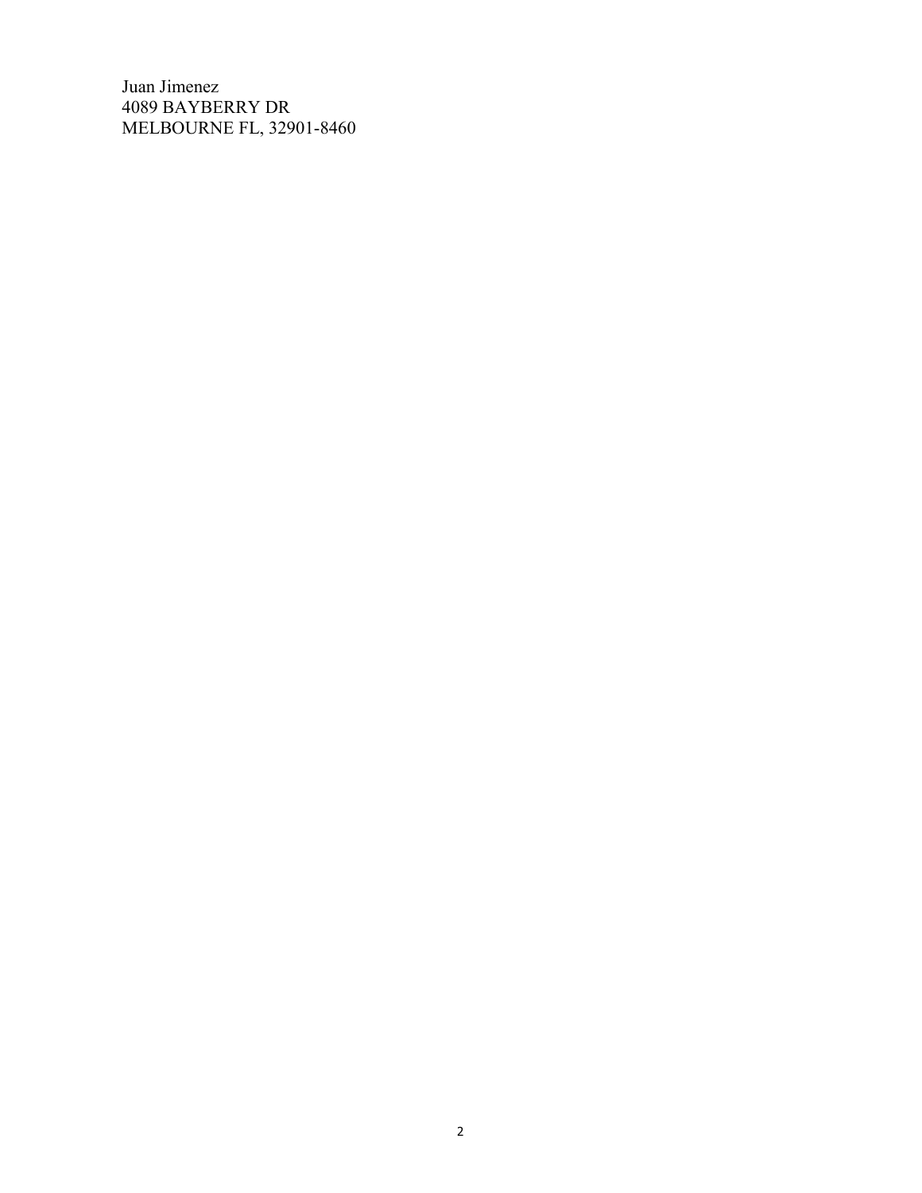Juan Jimenez
4089 BAYBERRY DR
MELBOURNE FL, 32901-8460